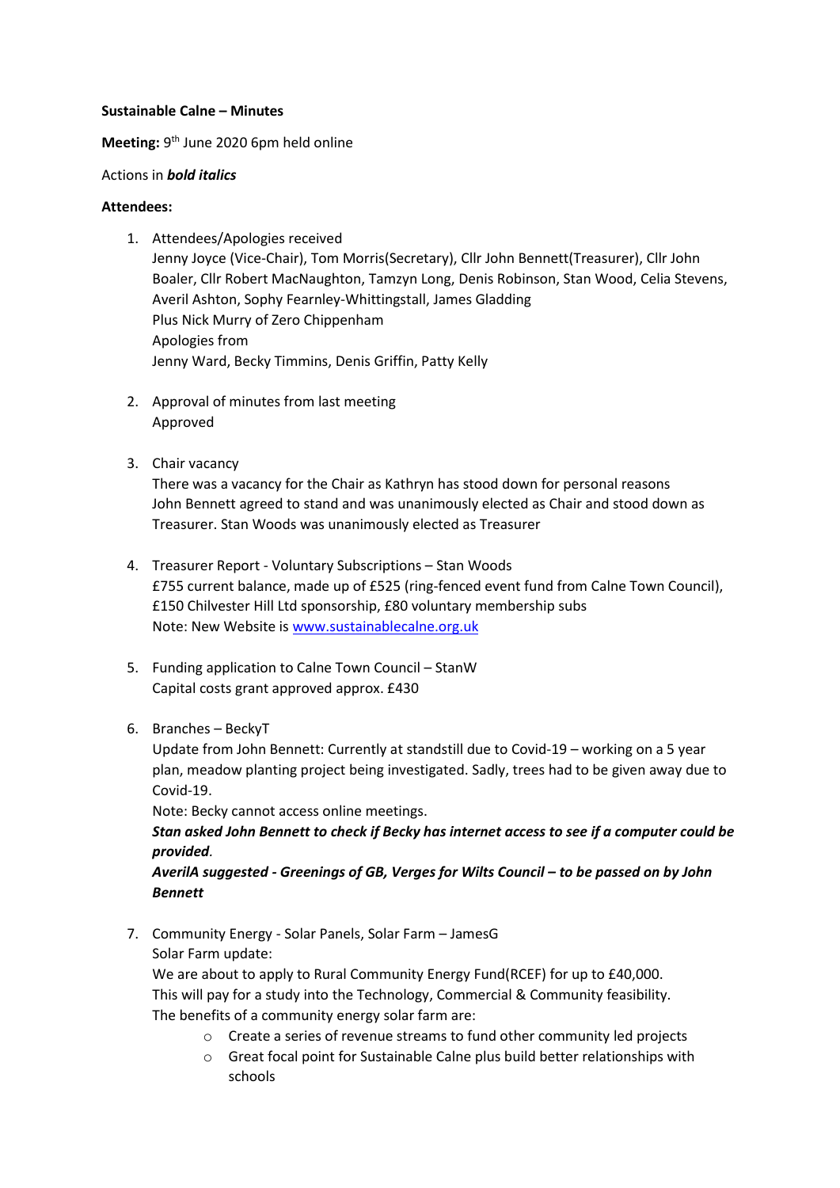**Sustainable Calne – Minutes**

**Meeting:** 9th June 2020 6pm held online

Actions in ***bold italics***

**Attendees:**

1. Attendees/Apologies received
   Jenny Joyce (Vice-Chair), Tom Morris(Secretary), Cllr John Bennett(Treasurer), Cllr John Boaler, Cllr Robert MacNaughton, Tamzyn Long, Denis Robinson, Stan Wood, Celia Stevens, Averil Ashton, Sophy Fearnley-Whittingstall, James Gladding
   Plus Nick Murry of Zero Chippenham
   Apologies from
   Jenny Ward, Becky Timmins, Denis Griffin, Patty Kelly

2. Approval of minutes from last meeting
   Approved

3. Chair vacancy
   There was a vacancy for the Chair as Kathryn has stood down for personal reasons
   John Bennett agreed to stand and was unanimously elected as Chair and stood down as Treasurer. Stan Woods was unanimously elected as Treasurer

4. Treasurer Report - Voluntary Subscriptions – Stan Woods
   £755 current balance, made up of £525 (ring-fenced event fund from Calne Town Council), £150 Chilvester Hill Ltd sponsorship, £80 voluntary membership subs
   Note: New Website is [www.sustainablecalne.org.uk](http://www.sustainablecalne.org.uk)

5. Funding application to Calne Town Council – StanW
   Capital costs grant approved approx. £430

6. Branches – BeckyT
   Update from John Bennett: Currently at standstill due to Covid-19 – working on a 5 year plan, meadow planting project being investigated. Sadly, trees had to be given away due to Covid-19.
   Note: Becky cannot access online meetings.
   ***Stan asked John Bennett to check if Becky has internet access to see if a computer could be provided.***
   ***AverilA suggested - Greenings of GB, Verges for Wilts Council – to be passed on by John Bennett***

7. Community Energy - Solar Panels, Solar Farm – JamesG
   Solar Farm update:
   We are about to apply to Rural Community Energy Fund(RCEF) for up to £40,000.
   This will pay for a study into the Technology, Commercial & Community feasibility.
   The benefits of a community energy solar farm are:
   - Create a series of revenue streams to fund other community led projects
   - Great focal point for Sustainable Calne plus build better relationships with schools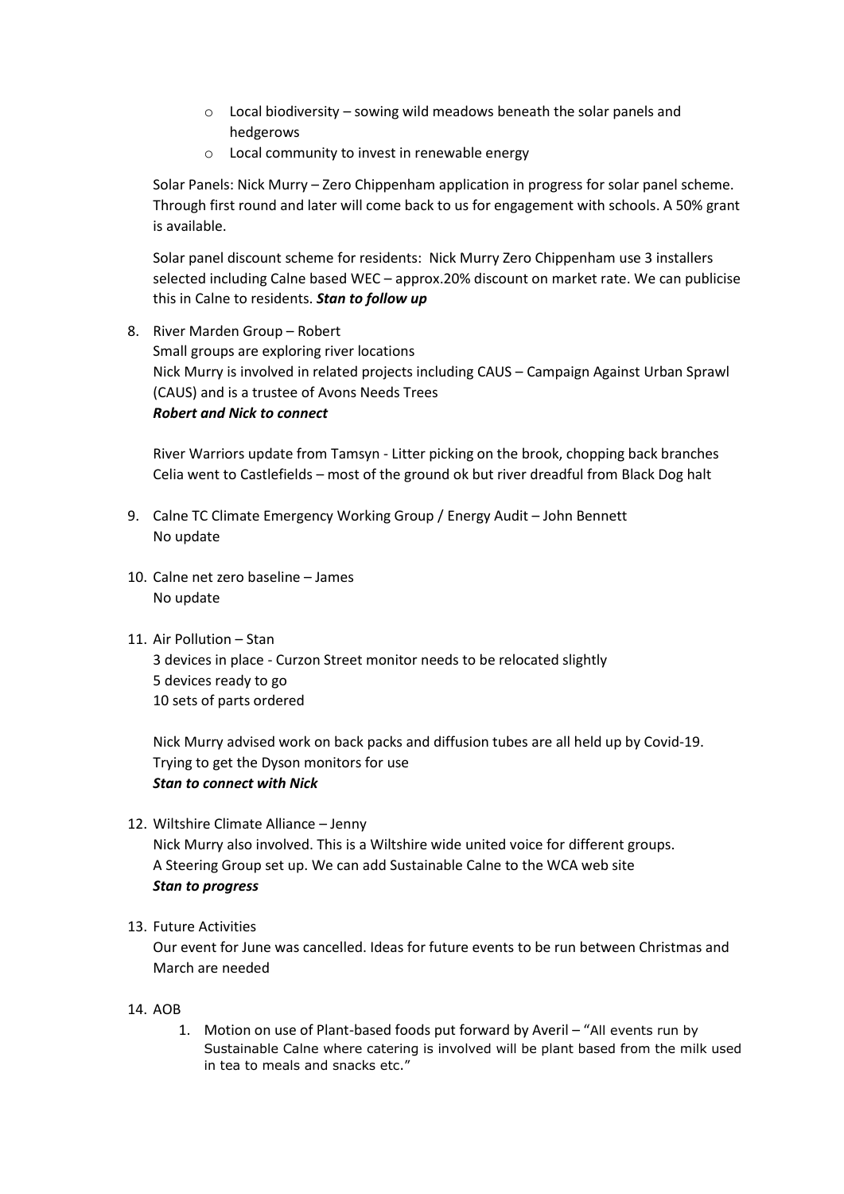- Local biodiversity – sowing wild meadows beneath the solar panels and hedgerows
- Local community to invest in renewable energy

Solar Panels: Nick Murry – Zero Chippenham application in progress for solar panel scheme. Through first round and later will come back to us for engagement with schools. A 50% grant is available.

Solar panel discount scheme for residents: Nick Murry Zero Chippenham use 3 installers selected including Calne based WEC – approx.20% discount on market rate. We can publicise this in Calne to residents. ***Stan to follow up***

8. River Marden Group – Robert
   Small groups are exploring river locations
   Nick Murry is involved in related projects including CAUS – Campaign Against Urban Sprawl (CAUS) and is a trustee of Avons Needs Trees
   ***Robert and Nick to connect***

   River Warriors update from Tamsyn - Litter picking on the brook, chopping back branches
   Celia went to Castlefields – most of the ground ok but river dreadful from Black Dog halt

9. Calne TC Climate Emergency Working Group / Energy Audit – John Bennett
   No update

10. Calne net zero baseline – James
    No update

11. Air Pollution – Stan
    3 devices in place - Curzon Street monitor needs to be relocated slightly
    5 devices ready to go
    10 sets of parts ordered

    Nick Murry advised work on back packs and diffusion tubes are all held up by Covid-19. Trying to get the Dyson monitors for use
    ***Stan to connect with Nick***

12. Wiltshire Climate Alliance – Jenny
    Nick Murry also involved. This is a Wiltshire wide united voice for different groups.
    A Steering Group set up. We can add Sustainable Calne to the WCA web site
    ***Stan to progress***

13. Future Activities
    Our event for June was cancelled. Ideas for future events to be run between Christmas and March are needed

14. AOB
    1. Motion on use of Plant-based foods put forward by Averil – "All events run by Sustainable Calne where catering is involved will be plant based from the milk used in tea to meals and snacks etc."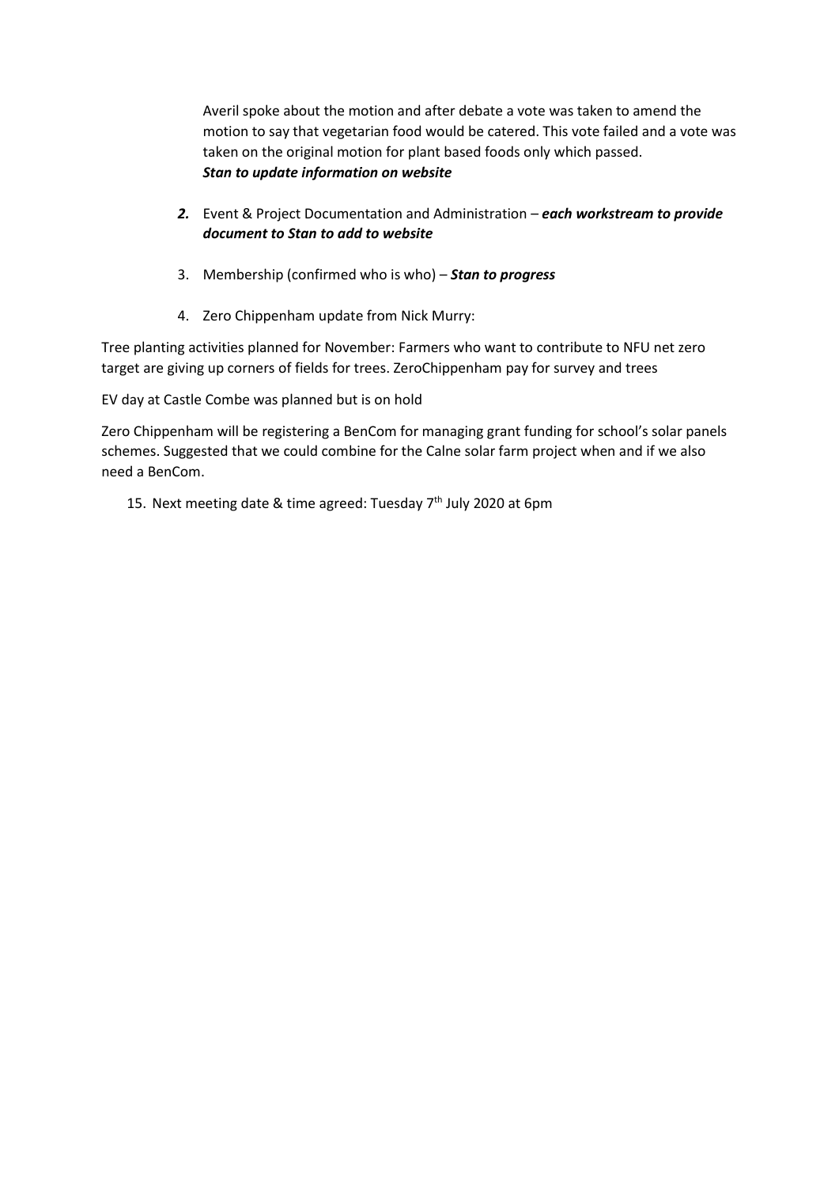Averil spoke about the motion and after debate a vote was taken to amend the motion to say that vegetarian food would be catered. This vote failed and a vote was taken on the original motion for plant based foods only which passed.
***Stan to update information on website***

2. Event & Project Documentation and Administration – ***each workstream to provide document to Stan to add to website***

3. Membership (confirmed who is who) – ***Stan to progress***

4. Zero Chippenham update from Nick Murry:

Tree planting activities planned for November: Farmers who want to contribute to NFU net zero target are giving up corners of fields for trees. ZeroChippenham pay for survey and trees

EV day at Castle Combe was planned but is on hold

Zero Chippenham will be registering a BenCom for managing grant funding for school's solar panels schemes. Suggested that we could combine for the Calne solar farm project when and if we also need a BenCom.

15. Next meeting date & time agreed: Tuesday 7th July 2020 at 6pm